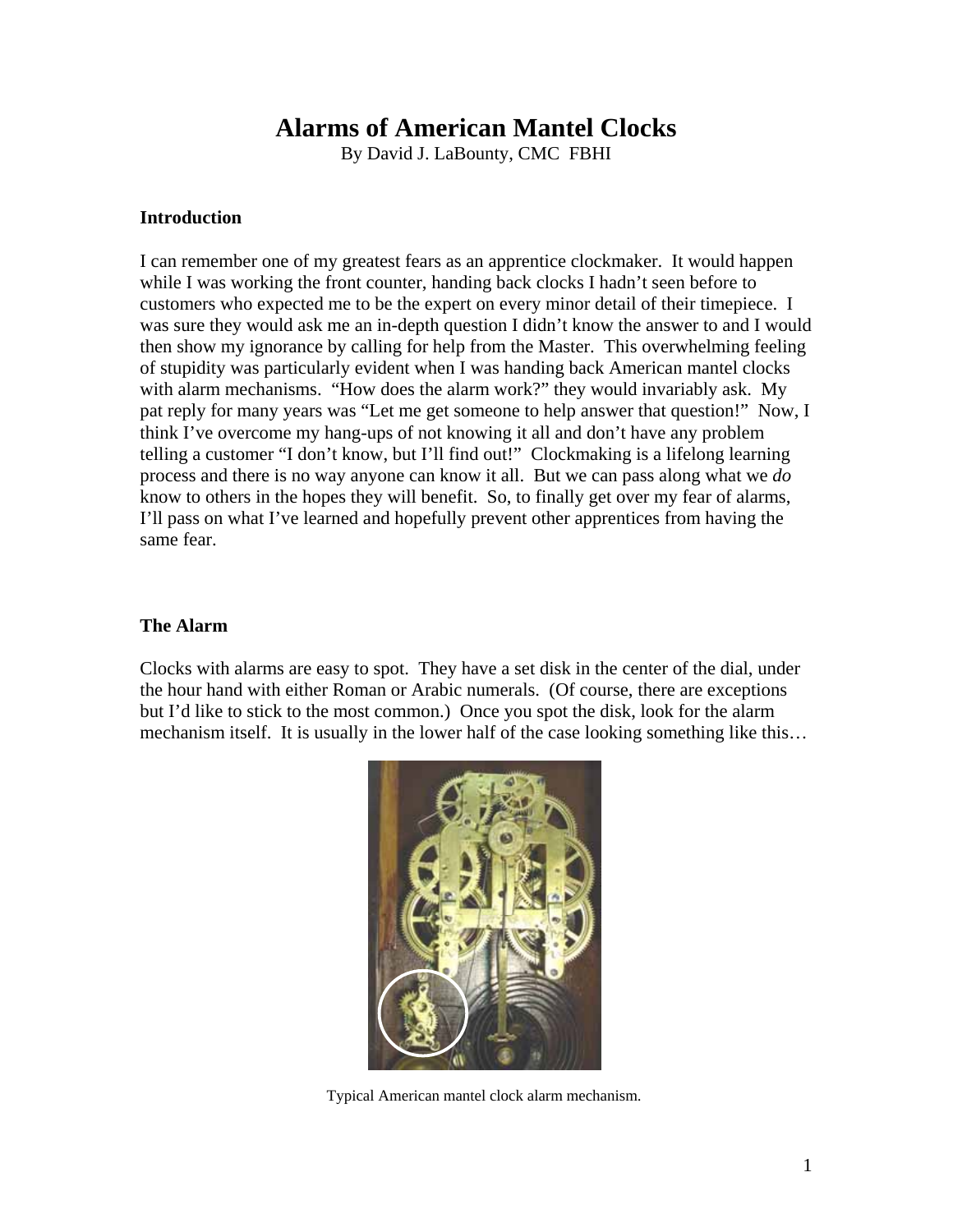# Alarms of American Mantel Clocks

By David J. LaBounty, CMC FBHI

## Introduction

I can remember one of my greatest fears as an apprentice clockmaker. It would happen while I was working the front counter, handing back clocks I hadn't seen before to customers who expected me to be the expert on every minor detail of their timepiece. I was sure they would ask me an in-depth question I didn't know the answer to and I would then show my ignorance by calling for help from the Master. This overwhelming feeling of stupidity was particularly evident when I was handing back American mantel clocks with alarm mechanisms. "How does the alarm work?" they would invariably ask. My pat reply for many years was "Let me get someone to help answer that question!" Now, I think I've overcome my hang-ups of not knowing it all and don't have any problem telling a customer "I don't know, but I'll find out!" Clockmaking is a lifelong learning process and there is no way anyone can know it all. But we can pass along what we *do* know to others in the hopes they will benefit. So, to finally get over my fear of alarms, I'll pass on what I've learned and hopefully prevent other apprentices from having the same fear.

## The Alarm

Clocks with alarms are easy to spot. They have a set disk in the center of the dial, under the hour hand with either Roman or Arabic numerals. (Of course, there are exceptions but I'd like to stick to the most common.) Once you spot the disk, look for the alarm mechanism itself. It is usually in the lower half of the case looking something like this…

Typical American mantel clock alarm mechanism.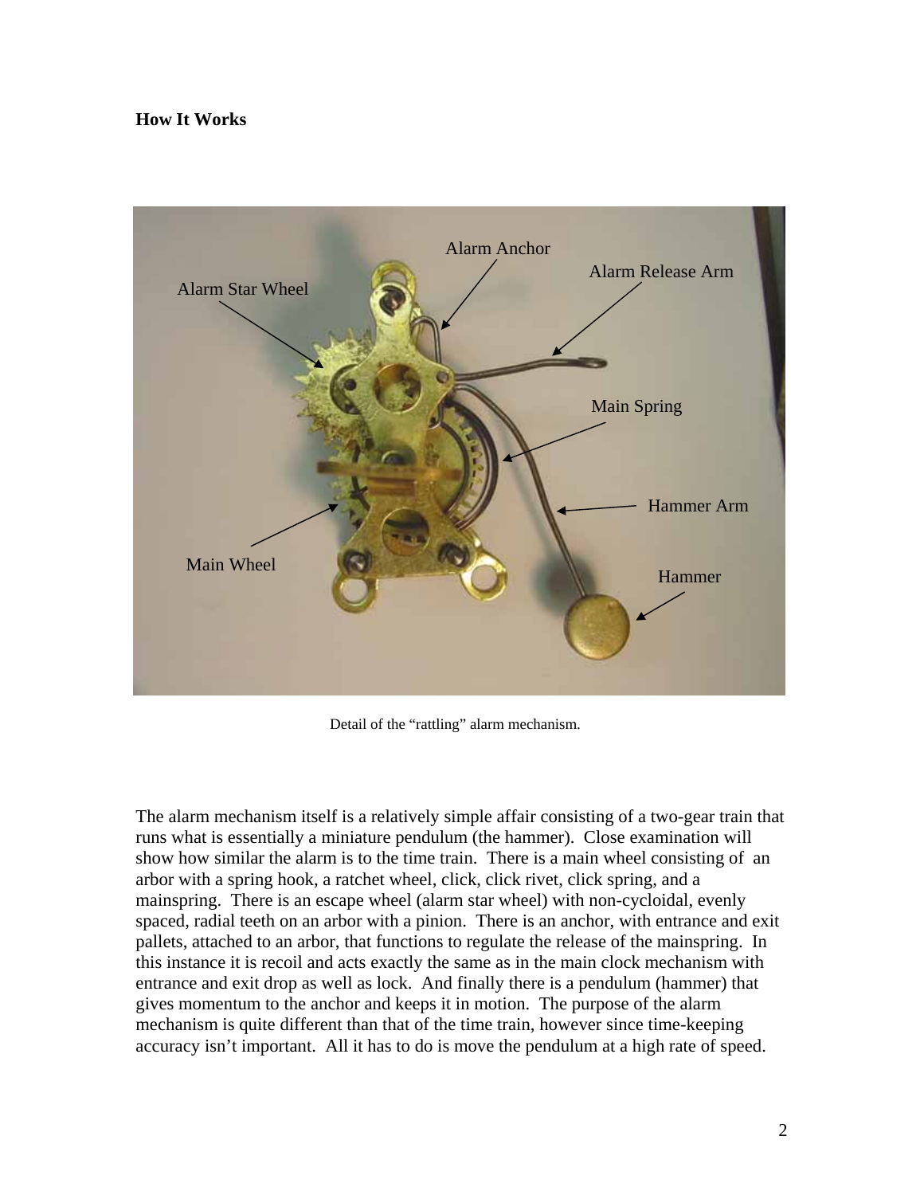**How It Works**

Detail of the “rattling” alarm mechanism.

The alarm mechanism itself is a relatively simple affair consisting of a two-gear train that runs what is essentially a miniature pendulum (the hammer). Close examination will show how similar the alarm is to the time train. There is a main wheel consisting of an arbor with a spring hook, a ratchet wheel, click, click rivet, click spring, and a mainspring. There is an escape wheel (alarm star wheel) with non-cycloidal, evenly spaced, radial teeth on an arbor with a pinion. There is an anchor, with entrance and exit pallets, attached to an arbor, that functions to regulate the release of the mainspring. In this instance it is recoil and acts exactly the same as in the main clock mechanism with entrance and exit drop as well as lock. And finally there is a pendulum (hammer) that gives momentum to the anchor and keeps it in motion. The purpose of the alarm mechanism is quite different than that of the time train, however since time-keeping accuracy isn’t important. All it has to do is move the pendulum at a high rate of speed.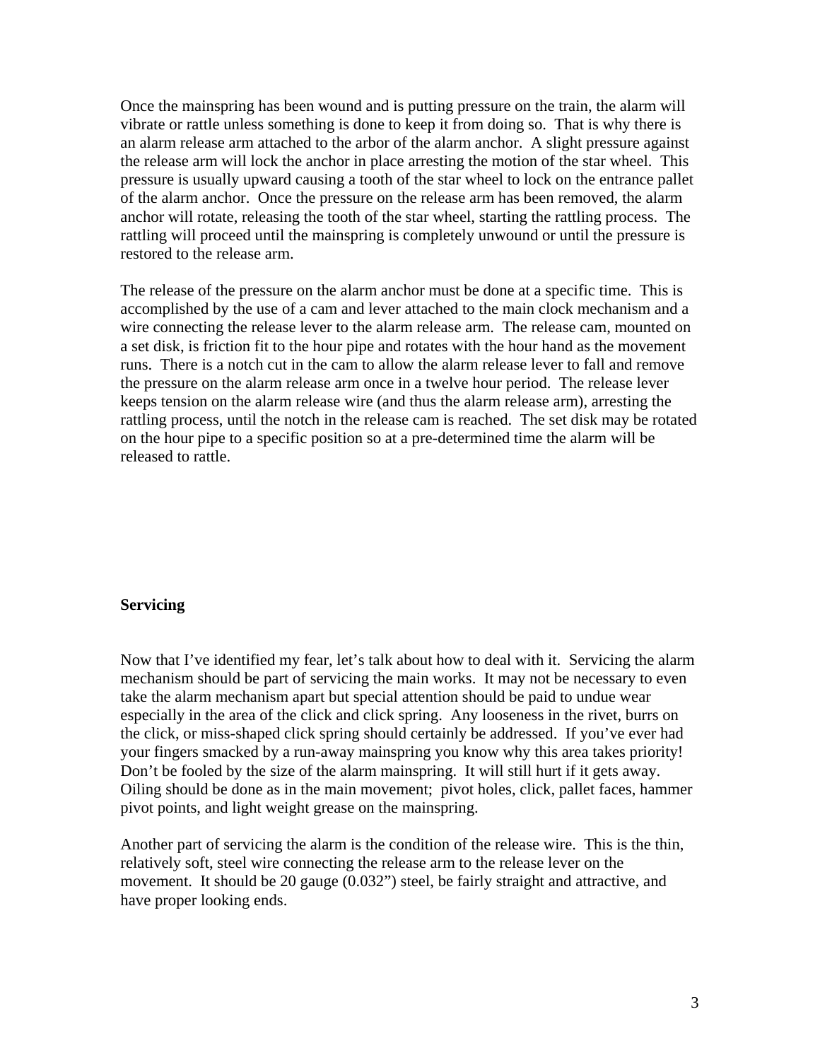Once the mainspring has been wound and is putting pressure on the train, the alarm will vibrate or rattle unless something is done to keep it from doing so. That is why there is an alarm release arm attached to the arbor of the alarm anchor. A slight pressure against the release arm will lock the anchor in place arresting the motion of the star wheel. This pressure is usually upward causing a tooth of the star wheel to lock on the entrance pallet of the alarm anchor. Once the pressure on the release arm has been removed, the alarm anchor will rotate, releasing the tooth of the star wheel, starting the rattling process. The rattling will proceed until the mainspring is completely unwound or until the pressure is restored to the release arm.

The release of the pressure on the alarm anchor must be done at a specific time. This is accomplished by the use of a cam and lever attached to the main clock mechanism and a wire connecting the release lever to the alarm release arm. The release cam, mounted on a set disk, is friction fit to the hour pipe and rotates with the hour hand as the movement runs. There is a notch cut in the cam to allow the alarm release lever to fall and remove the pressure on the alarm release arm once in a twelve hour period. The release lever keeps tension on the alarm release wire (and thus the alarm release arm), arresting the rattling process, until the notch in the release cam is reached. The set disk may be rotated on the hour pipe to a specific position so at a pre-determined time the alarm will be released to rattle.

**Servicing**

Now that I've identified my fear, let's talk about how to deal with it. Servicing the alarm mechanism should be part of servicing the main works. It may not be necessary to even take the alarm mechanism apart but special attention should be paid to undue wear especially in the area of the click and click spring. Any looseness in the rivet, burrs on the click, or miss-shaped click spring should certainly be addressed. If you've ever had your fingers smacked by a run-away mainspring you know why this area takes priority! Don't be fooled by the size of the alarm mainspring. It will still hurt if it gets away. Oiling should be done as in the main movement; pivot holes, click, pallet faces, hammer pivot points, and light weight grease on the mainspring.

Another part of servicing the alarm is the condition of the release wire. This is the thin, relatively soft, steel wire connecting the release arm to the release lever on the movement. It should be 20 gauge (0.032") steel, be fairly straight and attractive, and have proper looking ends.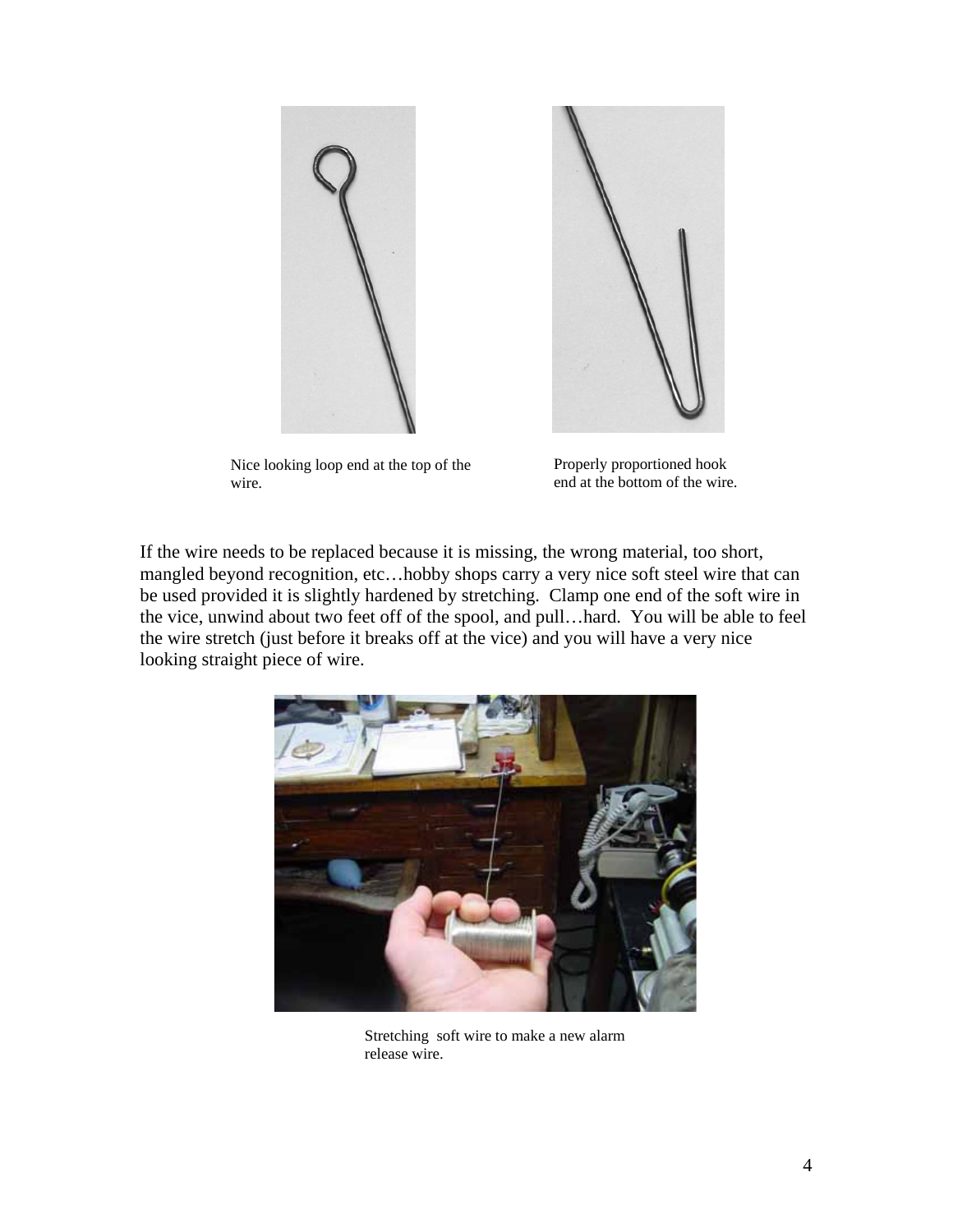Nice looking loop end at the top of the wire.

Properly proportioned hook end at the bottom of the wire.

If the wire needs to be replaced because it is missing, the wrong material, too short, mangled beyond recognition, etc…hobby shops carry a very nice soft steel wire that can be used provided it is slightly hardened by stretching. Clamp one end of the soft wire in the vice, unwind about two feet off of the spool, and pull…hard. You will be able to feel the wire stretch (just before it breaks off at the vice) and you will have a very nice looking straight piece of wire.

Stretching soft wire to make a new alarm release wire.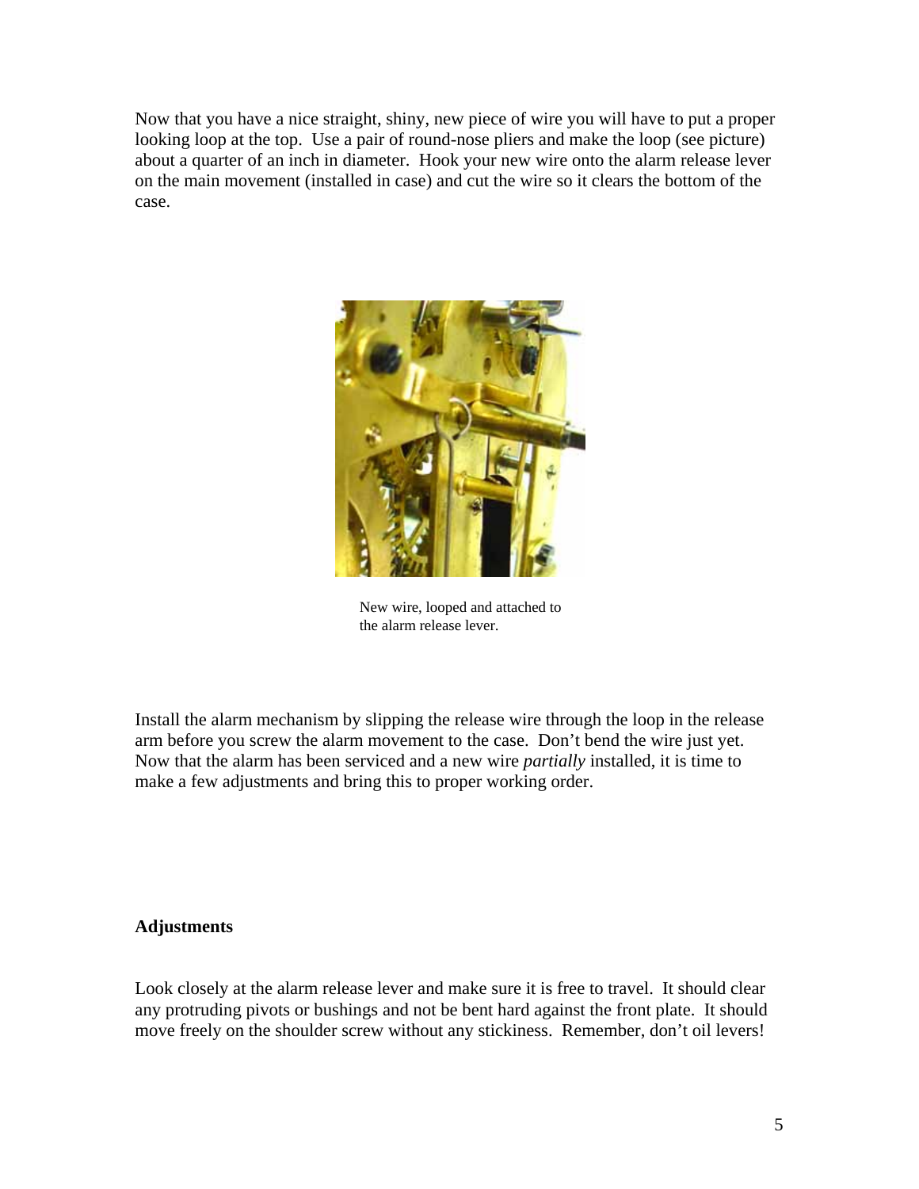Now that you have a nice straight, shiny, new piece of wire you will have to put a proper looking loop at the top. Use a pair of round-nose pliers and make the loop (see picture) about a quarter of an inch in diameter. Hook your new wire onto the alarm release lever on the main movement (installed in case) and cut the wire so it clears the bottom of the case.

New wire, looped and attached to the alarm release lever.

Install the alarm mechanism by slipping the release wire through the loop in the release arm before you screw the alarm movement to the case. Don't bend the wire just yet. Now that the alarm has been serviced and a new wire *partially* installed, it is time to make a few adjustments and bring this to proper working order.

**Adjustments**

Look closely at the alarm release lever and make sure it is free to travel. It should clear any protruding pivots or bushings and not be bent hard against the front plate. It should move freely on the shoulder screw without any stickiness. Remember, don't oil levers!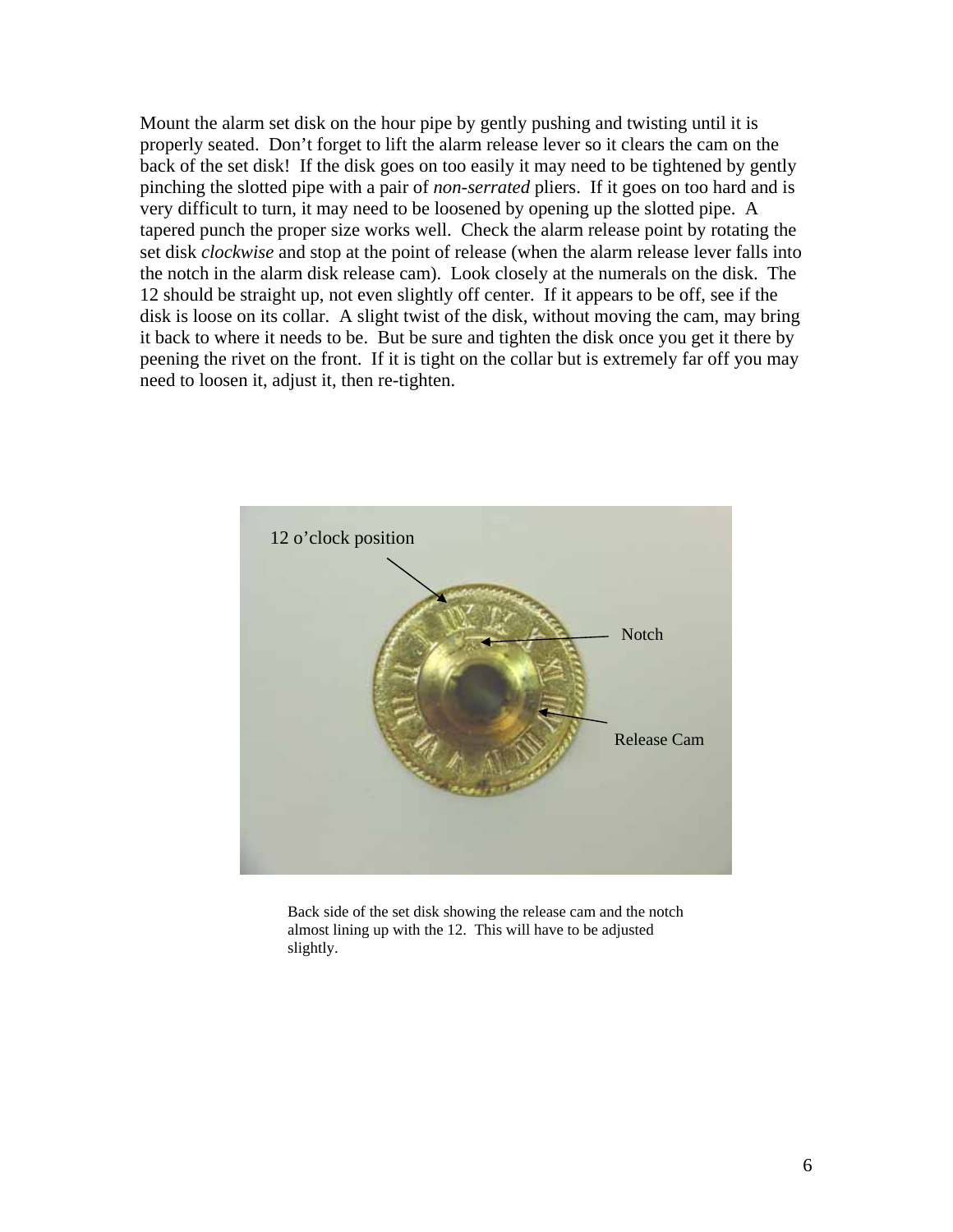Mount the alarm set disk on the hour pipe by gently pushing and twisting until it is properly seated. Don't forget to lift the alarm release lever so it clears the cam on the back of the set disk! If the disk goes on too easily it may need to be tightened by gently pinching the slotted pipe with a pair of *non-serrated* pliers. If it goes on too hard and is very difficult to turn, it may need to be loosened by opening up the slotted pipe. A tapered punch the proper size works well. Check the alarm release point by rotating the set disk *clockwise* and stop at the point of release (when the alarm release lever falls into the notch in the alarm disk release cam). Look closely at the numerals on the disk. The 12 should be straight up, not even slightly off center. If it appears to be off, see if the disk is loose on its collar. A slight twist of the disk, without moving the cam, may bring it back to where it needs to be. But be sure and tighten the disk once you get it there by peening the rivet on the front. If it is tight on the collar but is extremely far off you may need to loosen it, adjust it, then re-tighten.

Back side of the set disk showing the release cam and the notch almost lining up with the 12. This will have to be adjusted slightly.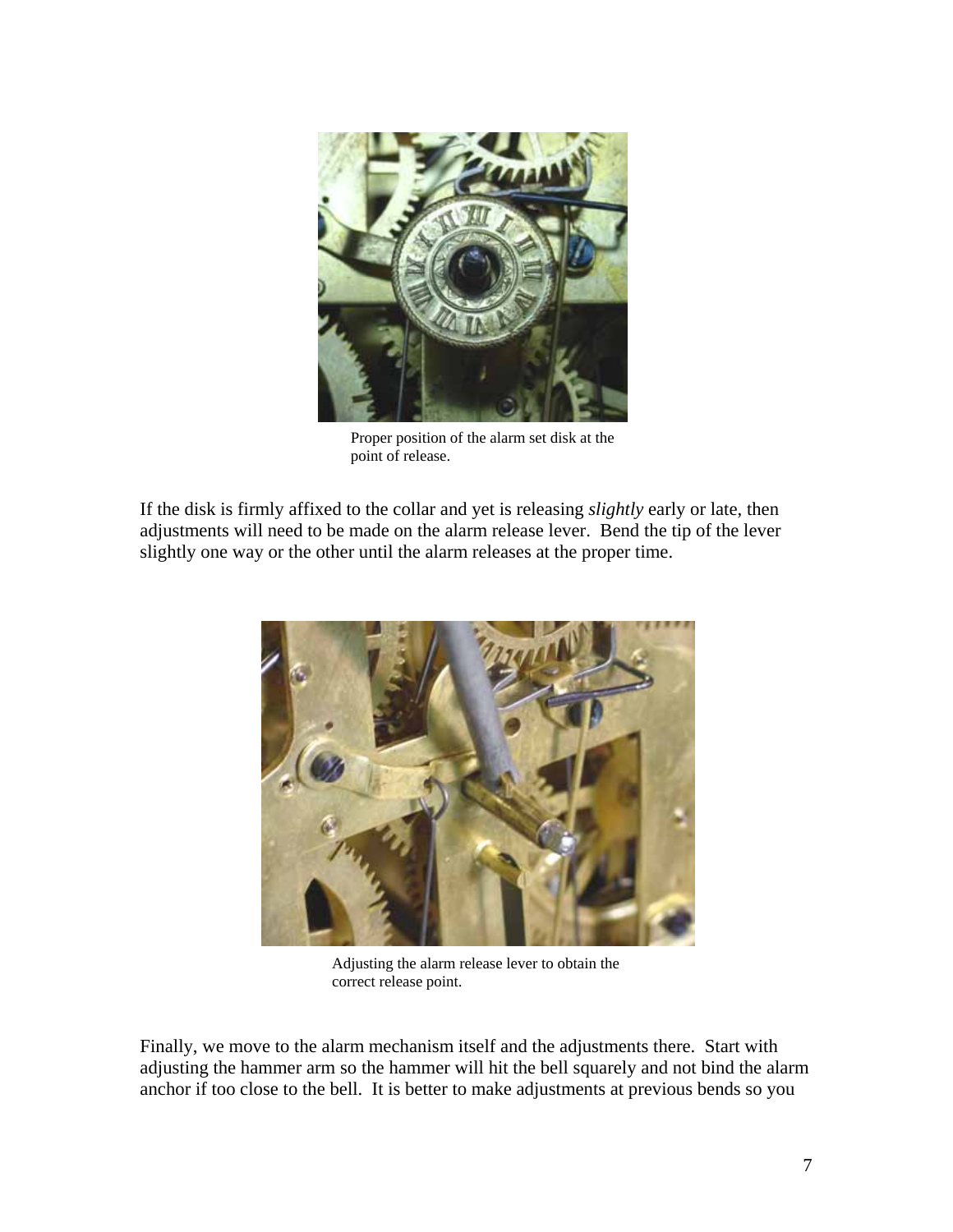Proper position of the alarm set disk at the point of release.

If the disk is firmly affixed to the collar and yet is releasing *slightly* early or late, then adjustments will need to be made on the alarm release lever. Bend the tip of the lever slightly one way or the other until the alarm releases at the proper time.

Adjusting the alarm release lever to obtain the correct release point.

Finally, we move to the alarm mechanism itself and the adjustments there. Start with adjusting the hammer arm so the hammer will hit the bell squarely and not bind the alarm anchor if too close to the bell. It is better to make adjustments at previous bends so you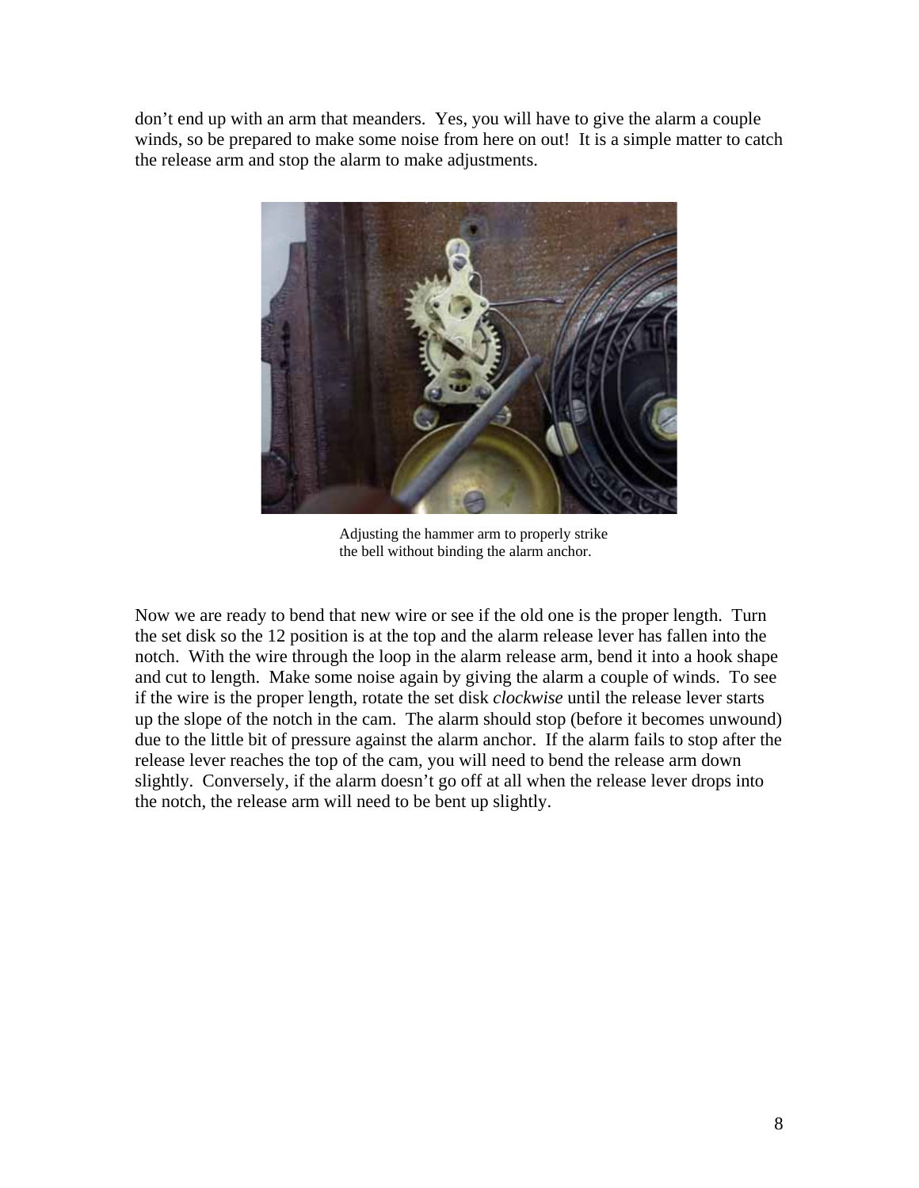don't end up with an arm that meanders. Yes, you will have to give the alarm a couple winds, so be prepared to make some noise from here on out! It is a simple matter to catch the release arm and stop the alarm to make adjustments.

Adjusting the hammer arm to properly strike the bell without binding the alarm anchor.

Now we are ready to bend that new wire or see if the old one is the proper length. Turn the set disk so the 12 position is at the top and the alarm release lever has fallen into the notch. With the wire through the loop in the alarm release arm, bend it into a hook shape and cut to length. Make some noise again by giving the alarm a couple of winds. To see if the wire is the proper length, rotate the set disk *clockwise* until the release lever starts up the slope of the notch in the cam. The alarm should stop (before it becomes unwound) due to the little bit of pressure against the alarm anchor. If the alarm fails to stop after the release lever reaches the top of the cam, you will need to bend the release arm down slightly. Conversely, if the alarm doesn't go off at all when the release lever drops into the notch, the release arm will need to be bent up slightly.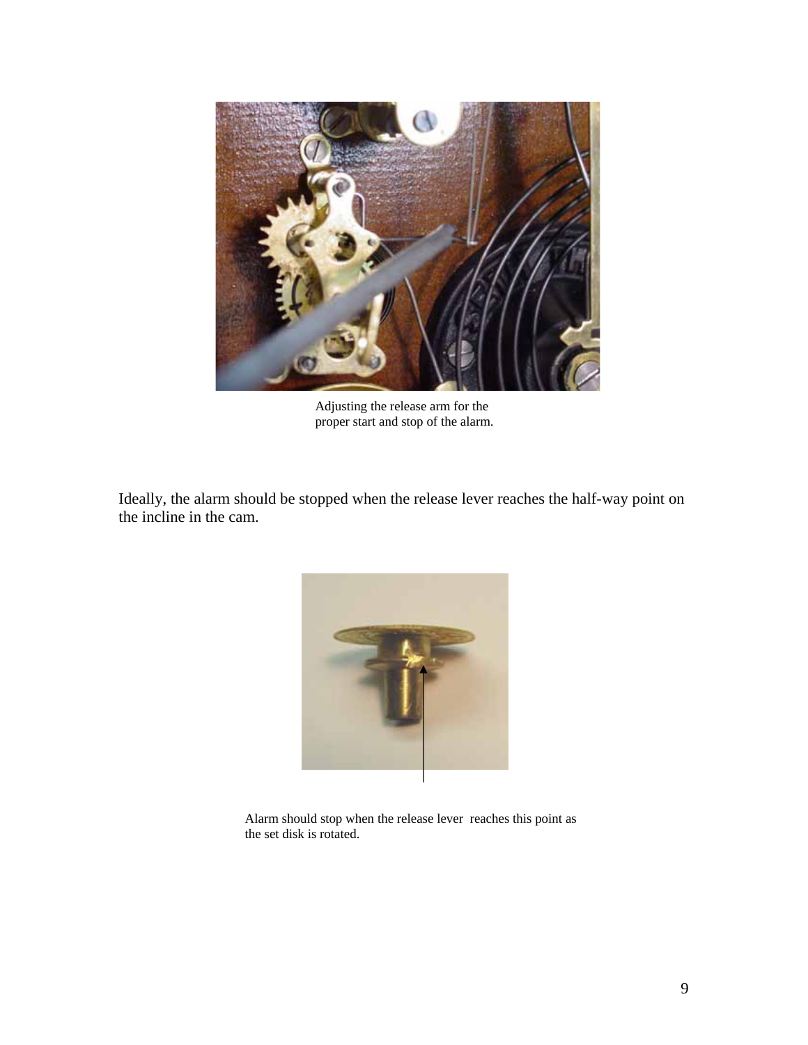Adjusting the release arm for the proper start and stop of the alarm.

Ideally, the alarm should be stopped when the release lever reaches the half-way point on the incline in the cam.

Alarm should stop when the release lever reaches this point as the set disk is rotated.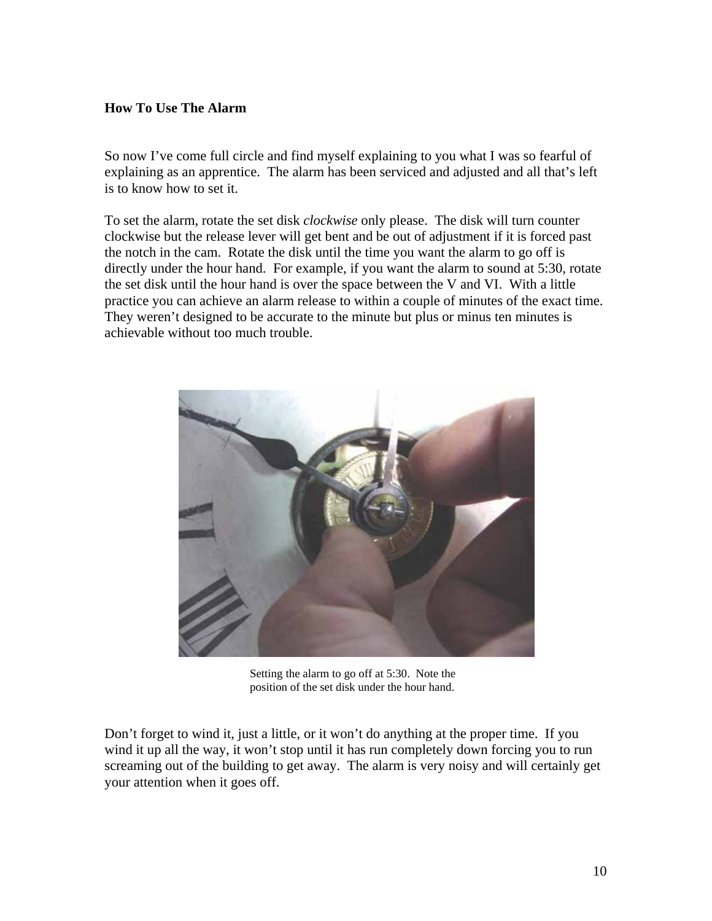**How To Use The Alarm**

So now I've come full circle and find myself explaining to you what I was so fearful of explaining as an apprentice. The alarm has been serviced and adjusted and all that's left is to know how to set it.

To set the alarm, rotate the set disk *clockwise* only please. The disk will turn counter clockwise but the release lever will get bent and be out of adjustment if it is forced past the notch in the cam. Rotate the disk until the time you want the alarm to go off is directly under the hour hand. For example, if you want the alarm to sound at 5:30, rotate the set disk until the hour hand is over the space between the V and VI. With a little practice you can achieve an alarm release to within a couple of minutes of the exact time. They weren't designed to be accurate to the minute but plus or minus ten minutes is achievable without too much trouble.

Setting the alarm to go off at 5:30. Note the position of the set disk under the hour hand.

Don't forget to wind it, just a little, or it won't do anything at the proper time. If you wind it up all the way, it won't stop until it has run completely down forcing you to run screaming out of the building to get away. The alarm is very noisy and will certainly get your attention when it goes off.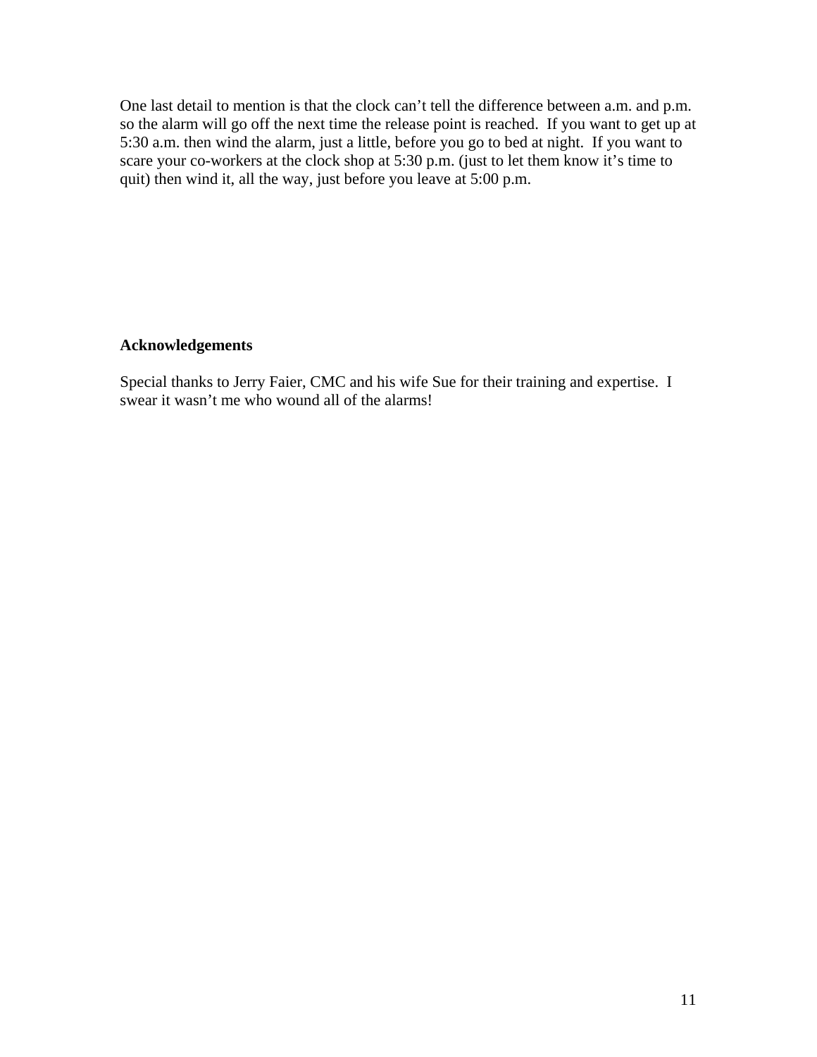One last detail to mention is that the clock can't tell the difference between a.m. and p.m. so the alarm will go off the next time the release point is reached. If you want to get up at 5:30 a.m. then wind the alarm, just a little, before you go to bed at night. If you want to scare your co-workers at the clock shop at 5:30 p.m. (just to let them know it's time to quit) then wind it, all the way, just before you leave at 5:00 p.m.

**Acknowledgements**

Special thanks to Jerry Faier, CMC and his wife Sue for their training and expertise. I swear it wasn't me who wound all of the alarms!